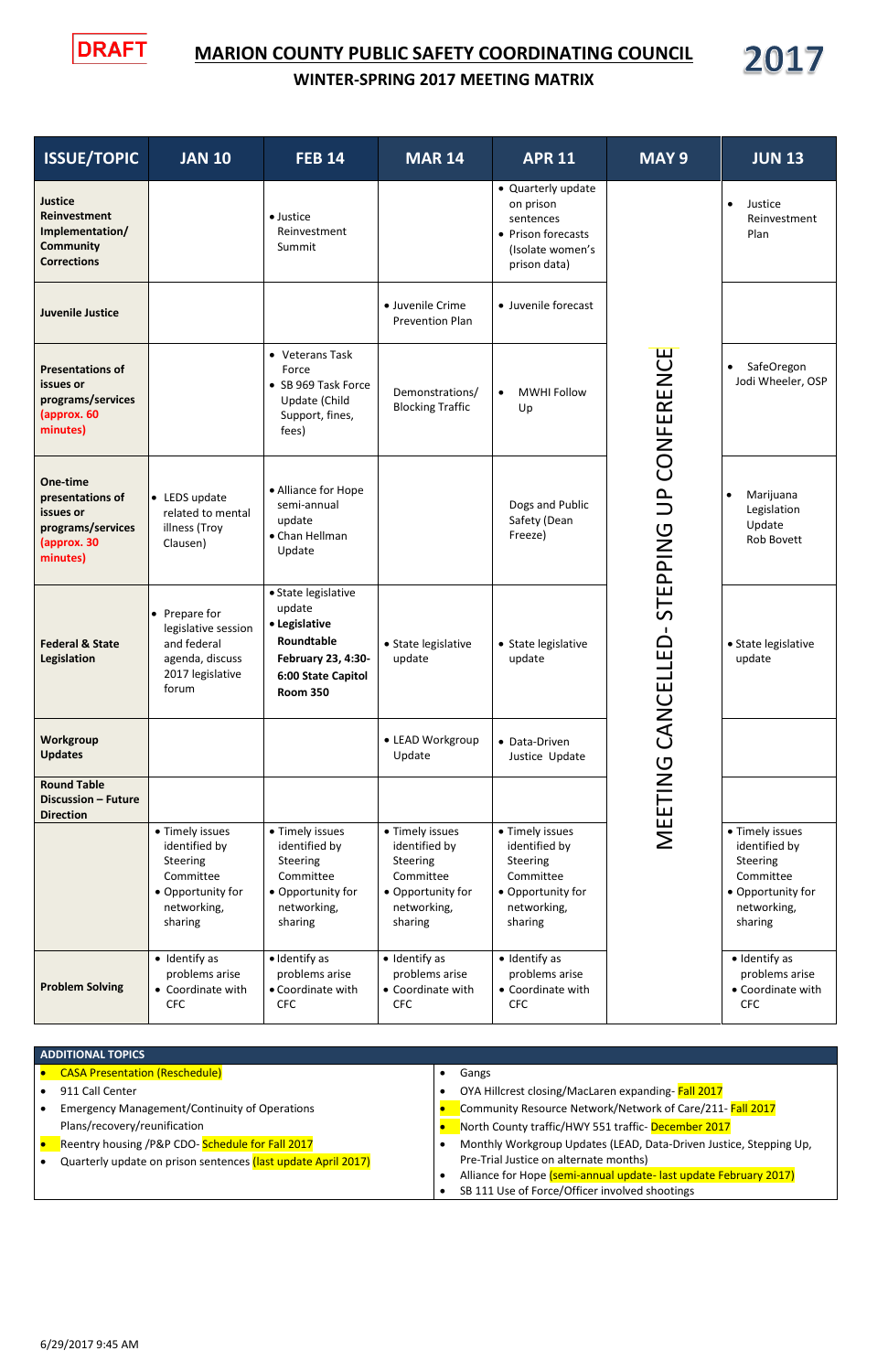DRAFT

# MARION COUNTY PUBLIC SAFETY COORDINATING COUNCIL

## WINTER-SPRING 2017 MEETING MATRIX

2017

| ISSUE/TOPIC | JAN 10 | FEB 14 | MAR 14 | APR 11 | MAY 9 | JUN 13 |
|---|---|---|---|---|---|---|
| **Justice Reinvestment Implementation/ Community Corrections** | | • Justice Reinvestment Summit | | • Quarterly update on prison sentences<br>• Prison forecasts (Isolate women's prison data) | MEETING CANCELLED- STEPPING UP CONFERENCE | • Justice Reinvestment Plan |
| **Juvenile Justice** | | | • Juvenile Crime Prevention Plan | • Juvenile forecast | | |
| **Presentations of issues or programs/services (approx. 60 minutes)** | | • Veterans Task Force<br>• SB 969 Task Force Update (Child Support, fines, fees) | Demonstrations/ Blocking Traffic | • MWHI Follow Up | | • SafeOregon Jodi Wheeler, OSP |
| **One-time presentations of issues or programs/services (approx. 30 minutes)** | • LEDS update related to mental illness (Troy Clausen) | • Alliance for Hope semi-annual update<br>• Chan Hellman Update | | Dogs and Public Safety (Dean Freeze) | | • Marijuana Legislation Update Rob Bovett |
| **Federal & State Legislation** | • Prepare for legislative session and federal agenda, discuss 2017 legislative forum | • State legislative update<br>• **Legislative Roundtable February 23, 4:30-6:00 State Capitol Room 350** | • State legislative update | • State legislative update | | • State legislative update |
| **Workgroup Updates** | | | • LEAD Workgroup Update | • Data-Driven Justice Update | | |
| **Round Table Discussion – Future Direction** | • Timely issues identified by Steering Committee<br>• Opportunity for networking, sharing | • Timely issues identified by Steering Committee<br>• Opportunity for networking, sharing | • Timely issues identified by Steering Committee<br>• Opportunity for networking, sharing | • Timely issues identified by Steering Committee<br>• Opportunity for networking, sharing | | • Timely issues identified by Steering Committee<br>• Opportunity for networking, sharing |
| **Problem Solving** | • Identify as problems arise<br>• Coordinate with CFC | • Identify as problems arise<br>• Coordinate with CFC | • Identify as problems arise<br>• Coordinate with CFC | • Identify as problems arise<br>• Coordinate with CFC | | • Identify as problems arise<br>• Coordinate with CFC |

**ADDITIONAL TOPICS**

- CASA Presentation (Reschedule)
- 911 Call Center
- Emergency Management/Continuity of Operations Plans/recovery/reunification
- Reentry housing /P&P CDO- Schedule for Fall 2017
- Quarterly update on prison sentences (last update April 2017)
- Gangs
- OYA Hillcrest closing/MacLaren expanding- Fall 2017
- Community Resource Network/Network of Care/211- Fall 2017
- North County traffic/HWY 551 traffic- December 2017
- Monthly Workgroup Updates (LEAD, Data-Driven Justice, Stepping Up, Pre-Trial Justice on alternate months)
- Alliance for Hope (semi-annual update- last update February 2017)
- SB 111 Use of Force/Officer involved shootings

6/29/2017 9:45 AM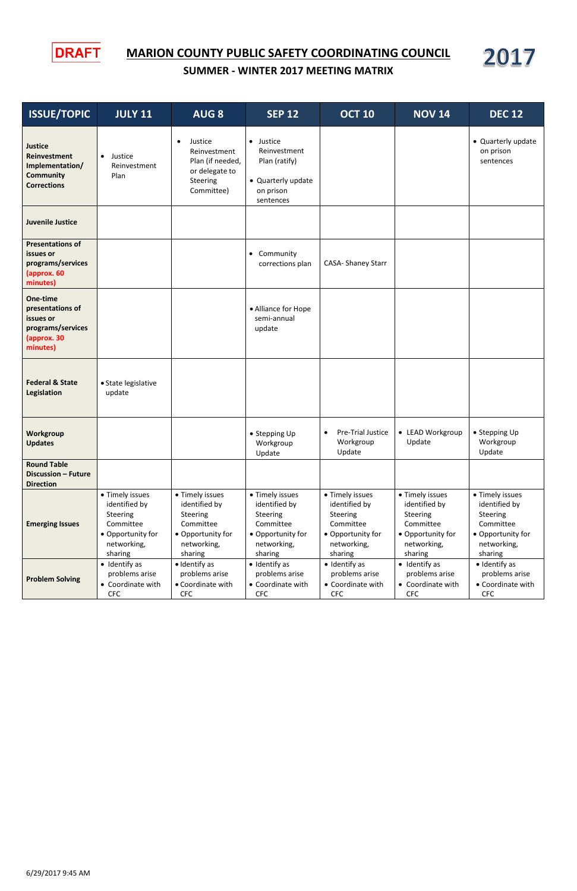DRAFT

# MARION COUNTY PUBLIC SAFETY COORDINATING COUNCIL

## SUMMER - WINTER 2017 MEETING MATRIX

2017

| ISSUE/TOPIC | JULY 11 | AUG 8 | SEP 12 | OCT 10 | NOV 14 | DEC 12 |
|---|---|---|---|---|---|---|
| **Justice Reinvestment Implementation/ Community Corrections** | • Justice Reinvestment Plan | • Justice Reinvestment Plan (if needed, or delegate to Steering Committee) | • Justice Reinvestment Plan (ratify)<br>• Quarterly update on prison sentences | | | • Quarterly update on prison sentences |
| **Juvenile Justice** | | | | | | |
| **Presentations of issues or programs/services (approx. 60 minutes)** | | | • Community corrections plan | CASA- Shaney Starr | | |
| **One-time presentations of issues or programs/services (approx. 30 minutes)** | | | • Alliance for Hope semi-annual update | | | |
| **Federal & State Legislation** | • State legislative update | | | | | |
| **Workgroup Updates** | | | • Stepping Up Workgroup Update | • Pre-Trial Justice Workgroup Update | • LEAD Workgroup Update | • Stepping Up Workgroup Update |
| **Round Table Discussion – Future Direction** | | | | | | |
| **Emerging Issues** | • Timely issues identified by Steering Committee<br>• Opportunity for networking, sharing | • Timely issues identified by Steering Committee<br>• Opportunity for networking, sharing | • Timely issues identified by Steering Committee<br>• Opportunity for networking, sharing | • Timely issues identified by Steering Committee<br>• Opportunity for networking, sharing | • Timely issues identified by Steering Committee<br>• Opportunity for networking, sharing | • Timely issues identified by Steering Committee<br>• Opportunity for networking, sharing |
| **Problem Solving** | • Identify as problems arise<br>• Coordinate with CFC | • Identify as problems arise<br>• Coordinate with CFC | • Identify as problems arise<br>• Coordinate with CFC | • Identify as problems arise<br>• Coordinate with CFC | • Identify as problems arise<br>• Coordinate with CFC | • Identify as problems arise<br>• Coordinate with CFC |

6/29/2017 9:45 AM